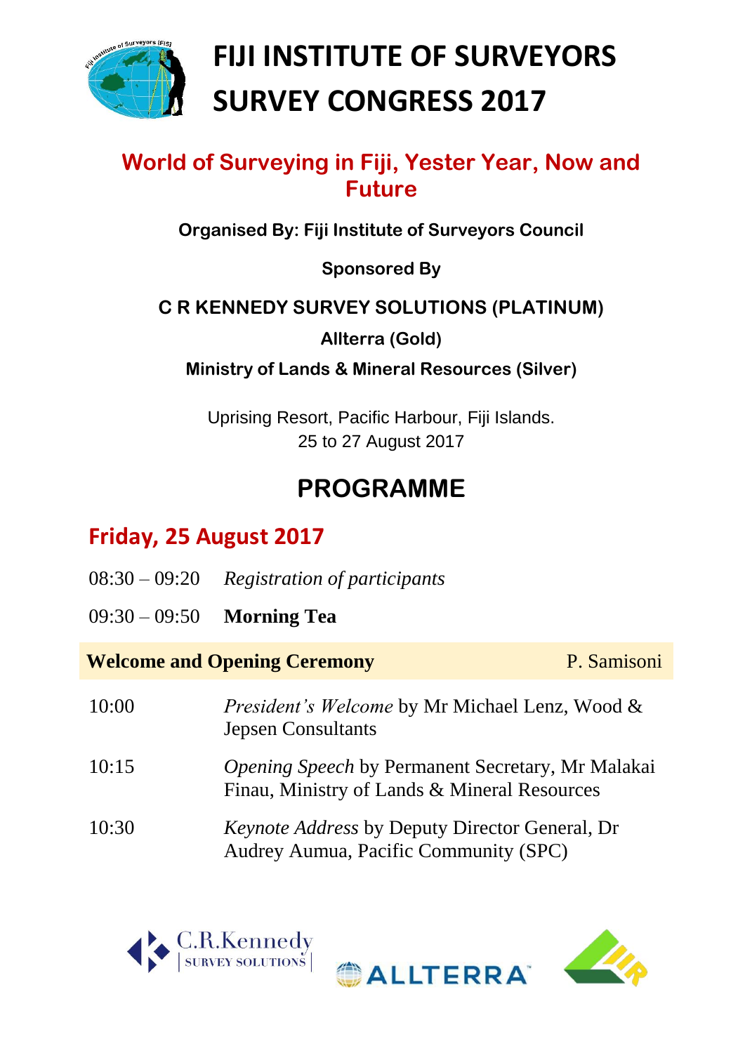# FIJI INSTITUTE OF SURVEYORS SURVEY CONGRESS 2017

## World of Surveying in Fiji, Yester Year, Now and Future

**Organised By: Fiji Institute of Surveyors Council**

**Sponsored By**

**C R KENNEDY SURVEY SOLUTIONS (PLATINUM)**

**Allterra (Gold)**

**Ministry of Lands & Mineral Resources (Silver)**

Uprising Resort, Pacific Harbour, Fiji Islands.
25 to 27 August 2017

## PROGRAMME

### Friday, 25 August 2017

08:30 – 09:20 *Registration of participants*

09:30 – 09:50 **Morning Tea**

**Welcome and Opening Ceremony** — P. Samisoni

| | |
|---|---|
| 10:00 | *President's Welcome* by Mr Michael Lenz, Wood & Jepsen Consultants |
| 10:15 | *Opening Speech* by Permanent Secretary, Mr Malakai Finau, Ministry of Lands & Mineral Resources |
| 10:30 | *Keynote Address* by Deputy Director General, Dr Audrey Aumua, Pacific Community (SPC) |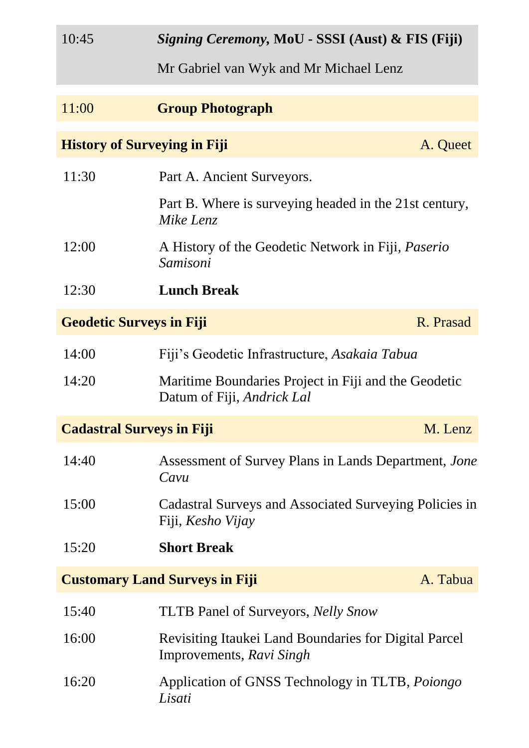| | |
|---|---|
| 10:45 | ***Signing Ceremony*, MoU - SSSI (Aust) & FIS (Fiji)** |
| | Mr Gabriel van Wyk and Mr Michael Lenz |
| 11:00 | **Group Photograph** |

**History of Surveying in Fiji** — A. Queet

| | |
|---|---|
| 11:30 | Part A. Ancient Surveyors. |
| | Part B. Where is surveying headed in the 21st century, *Mike Lenz* |
| 12:00 | A History of the Geodetic Network in Fiji, *Paserio Samisoni* |
| 12:30 | **Lunch Break** |

**Geodetic Surveys in Fiji** — R. Prasad

| | |
|---|---|
| 14:00 | Fiji's Geodetic Infrastructure, *Asakaia Tabua* |
| 14:20 | Maritime Boundaries Project in Fiji and the Geodetic Datum of Fiji, *Andrick Lal* |

**Cadastral Surveys in Fiji** — M. Lenz

| | |
|---|---|
| 14:40 | Assessment of Survey Plans in Lands Department, *Jone Cavu* |
| 15:00 | Cadastral Surveys and Associated Surveying Policies in Fiji, *Kesho Vijay* |
| 15:20 | **Short Break** |

**Customary Land Surveys in Fiji** — A. Tabua

| | |
|---|---|
| 15:40 | TLTB Panel of Surveyors, *Nelly Snow* |
| 16:00 | Revisiting Itaukei Land Boundaries for Digital Parcel Improvements, *Ravi Singh* |
| 16:20 | Application of GNSS Technology in TLTB, *Poiongo Lisati* |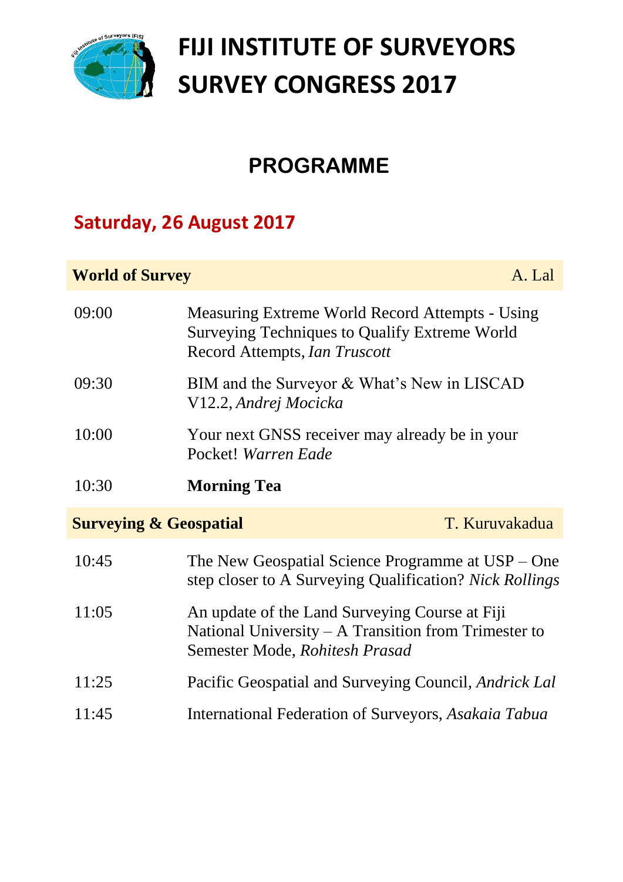# FIJI INSTITUTE OF SURVEYORS SURVEY CONGRESS 2017

## PROGRAMME

### Saturday, 26 August 2017

| **World of Survey** | A. Lal |
|---|---|
| 09:00 | Measuring Extreme World Record Attempts - Using Surveying Techniques to Qualify Extreme World Record Attempts, *Ian Truscott* |
| 09:30 | BIM and the Surveyor & What's New in LISCAD V12.2, *Andrej Mocicka* |
| 10:00 | Your next GNSS receiver may already be in your Pocket! *Warren Eade* |
| 10:30 | **Morning Tea** |
| **Surveying & Geospatial** | T. Kuruvakadua |
| 10:45 | The New Geospatial Science Programme at USP – One step closer to A Surveying Qualification? *Nick Rollings* |
| 11:05 | An update of the Land Surveying Course at Fiji National University – A Transition from Trimester to Semester Mode, *Rohitesh Prasad* |
| 11:25 | Pacific Geospatial and Surveying Council, *Andrick Lal* |
| 11:45 | International Federation of Surveyors, *Asakaia Tabua* |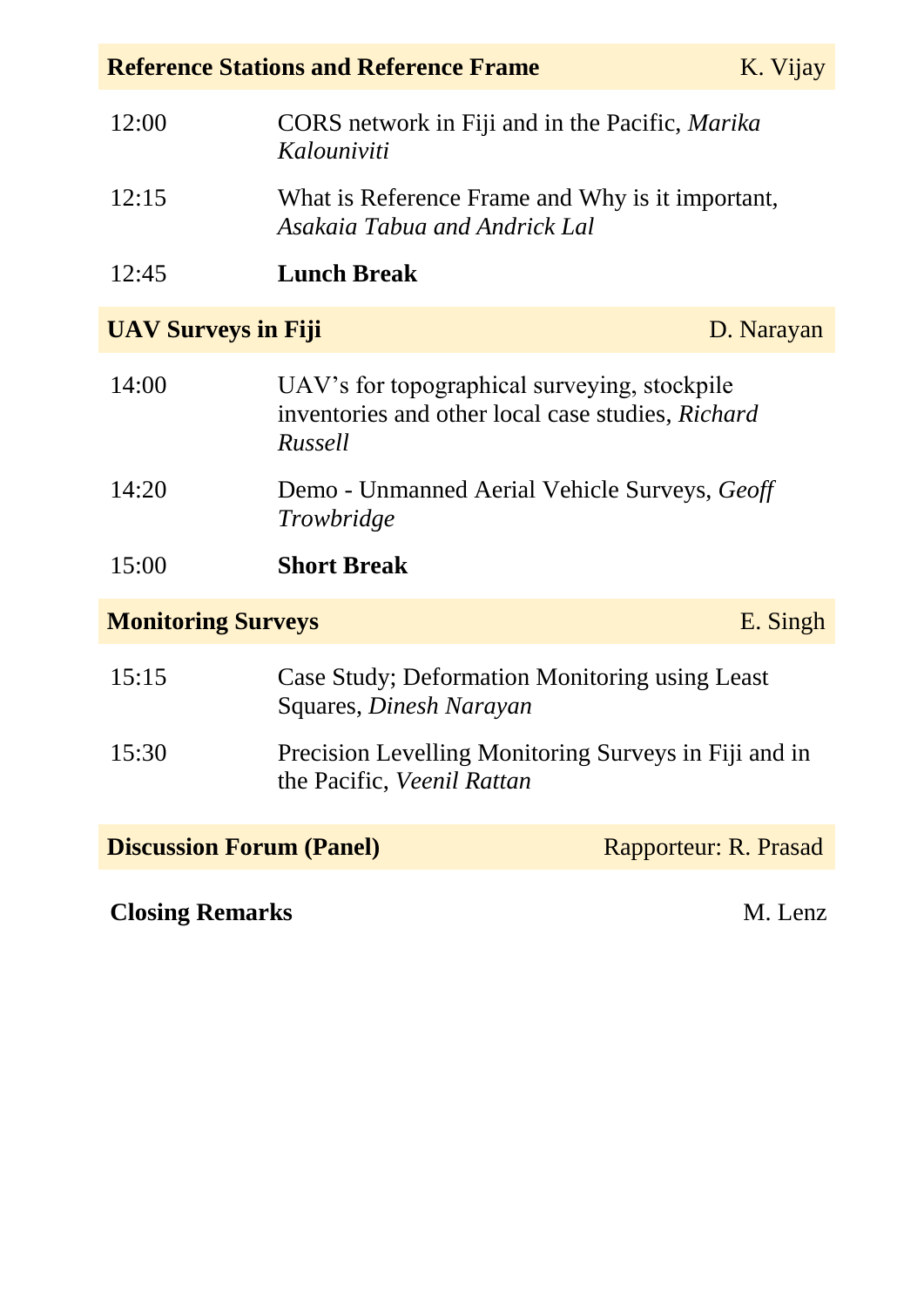| **Reference Stations and Reference Frame** | K. Vijay |
|---|---|
| 12:00 | CORS network in Fiji and in the Pacific, *Marika Kalouniviti* |
| 12:15 | What is Reference Frame and Why is it important, *Asakaia Tabua and Andrick Lal* |
| 12:45 | **Lunch Break** |

| **UAV Surveys in Fiji** | D. Narayan |
|---|---|
| 14:00 | UAV's for topographical surveying, stockpile inventories and other local case studies, *Richard Russell* |
| 14:20 | Demo - Unmanned Aerial Vehicle Surveys, *Geoff Trowbridge* |
| 15:00 | **Short Break** |

| **Monitoring Surveys** | E. Singh |
|---|---|
| 15:15 | Case Study; Deformation Monitoring using Least Squares, *Dinesh Narayan* |
| 15:30 | Precision Levelling Monitoring Surveys in Fiji and in the Pacific, *Veenil Rattan* |

| **Discussion Forum (Panel)** | Rapporteur: R. Prasad |
|---|---|

**Closing Remarks** — M. Lenz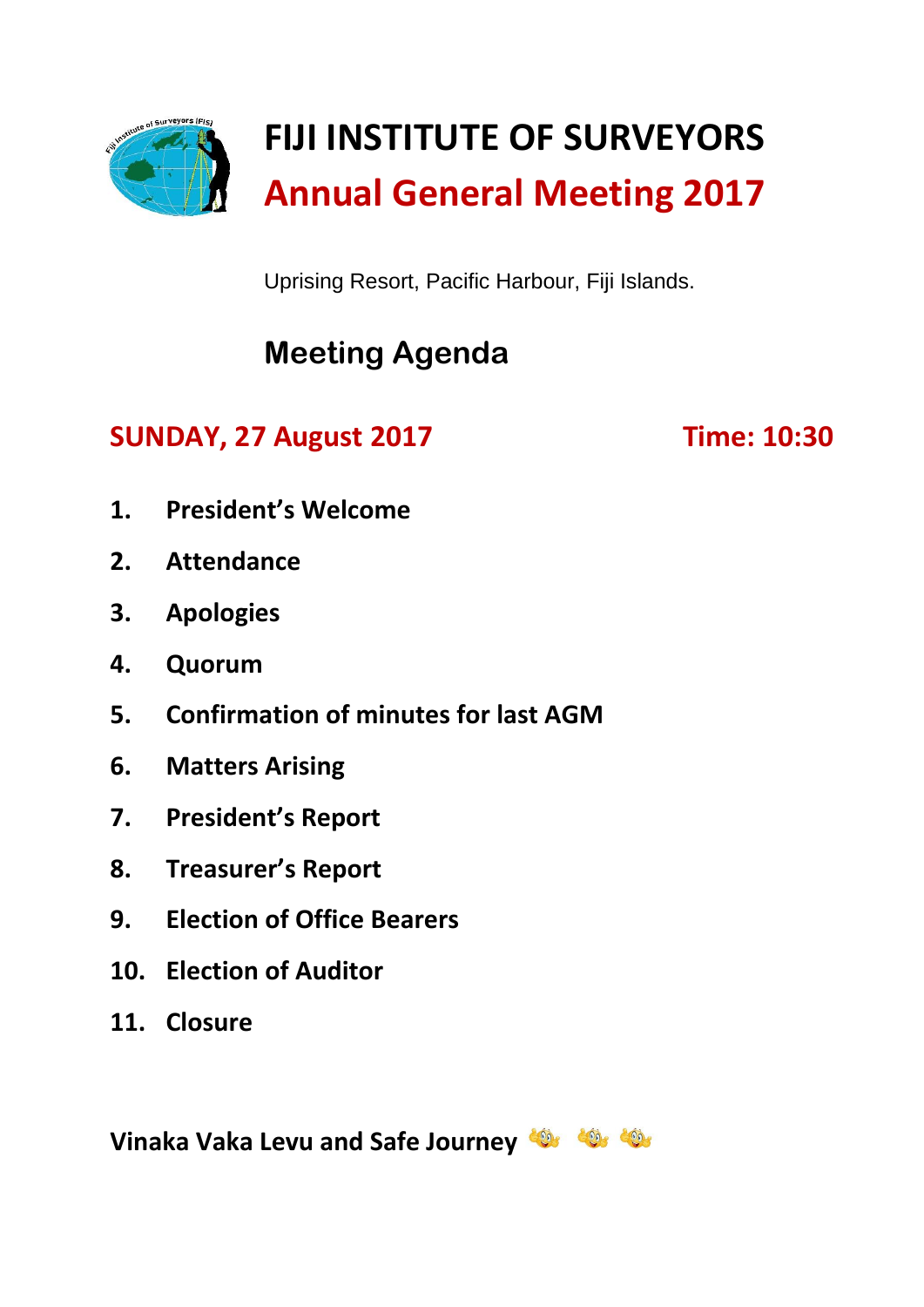# FIJI INSTITUTE OF SURVEYORS

## Annual General Meeting 2017

Uprising Resort, Pacific Harbour, Fiji Islands.

## Meeting Agenda

**SUNDAY, 27 August 2017** **Time: 10:30**

1. **President's Welcome**
2. **Attendance**
3. **Apologies**
4. **Quorum**
5. **Confirmation of minutes for last AGM**
6. **Matters Arising**
7. **President's Report**
8. **Treasurer's Report**
9. **Election of Office Bearers**
10. **Election of Auditor**
11. **Closure**

**Vinaka Vaka Levu and Safe Journey**